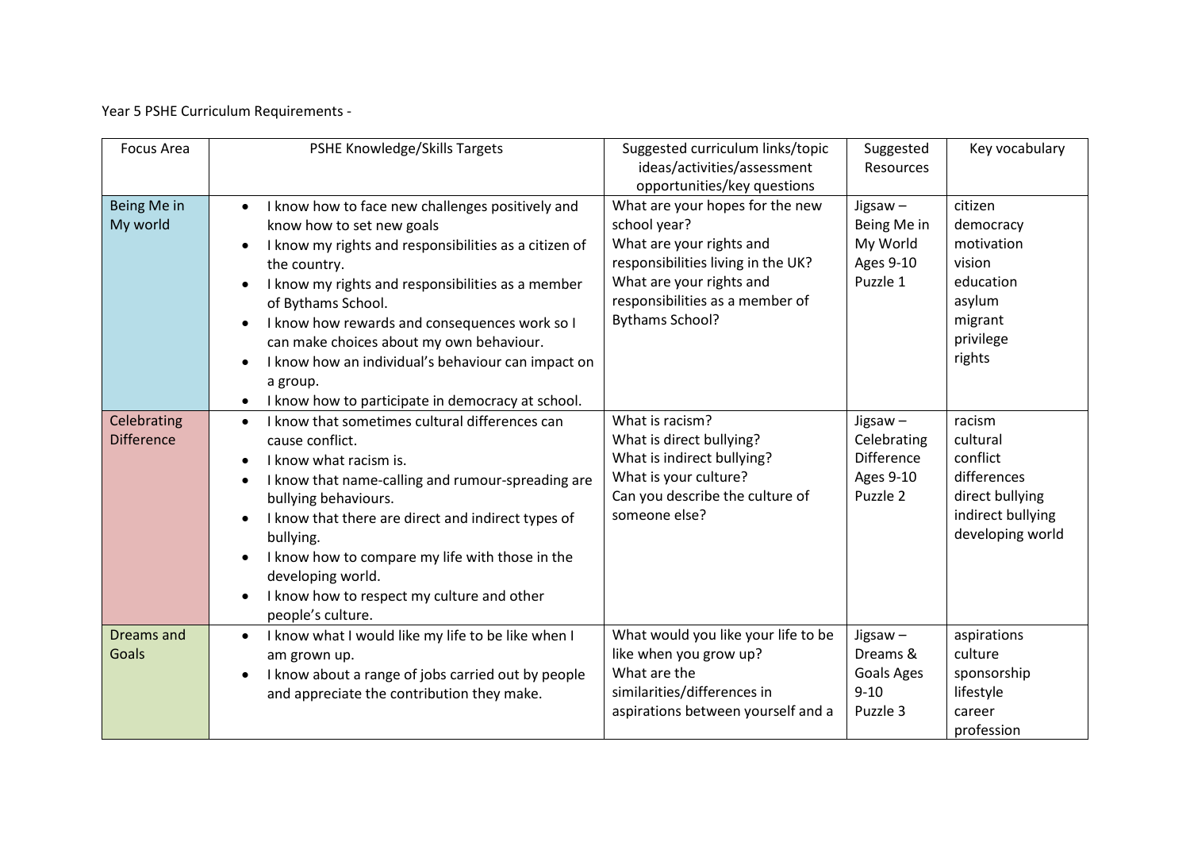Year 5 PSHE Curriculum Requirements -

| Focus Area | PSHE Knowledge/Skills Targets | Suggested curriculum links/topic ideas/activities/assessment opportunities/key questions | Suggested Resources | Key vocabulary |
|---|---|---|---|---|
| Being Me in My world | • I know how to face new challenges positively and know how to set new goals<br>• I know my rights and responsibilities as a citizen of the country.<br>• I know my rights and responsibilities as a member of Bythams School.<br>• I know how rewards and consequences work so I can make choices about my own behaviour.<br>• I know how an individual's behaviour can impact on a group.<br>• I know how to participate in democracy at school. | What are your hopes for the new school year?<br>What are your rights and responsibilities living in the UK?<br>What are your rights and responsibilities as a member of Bythams School? | Jigsaw – Being Me in My World Ages 9-10 Puzzle 1 | citizen<br>democracy<br>motivation<br>vision<br>education<br>asylum<br>migrant<br>privilege<br>rights |
| Celebrating Difference | • I know that sometimes cultural differences can cause conflict.<br>• I know what racism is.<br>• I know that name-calling and rumour-spreading are bullying behaviours.<br>• I know that there are direct and indirect types of bullying.<br>• I know how to compare my life with those in the developing world.<br>• I know how to respect my culture and other people's culture. | What is racism?<br>What is direct bullying?<br>What is indirect bullying?<br>What is your culture?<br>Can you describe the culture of someone else? | Jigsaw – Celebrating Difference Ages 9-10 Puzzle 2 | racism<br>cultural<br>conflict<br>differences<br>direct bullying<br>indirect bullying<br>developing world |
| Dreams and Goals | • I know what I would like my life to be like when I am grown up.<br>• I know about a range of jobs carried out by people and appreciate the contribution they make. | What would you like your life to be like when you grow up?<br>What are the similarities/differences in aspirations between yourself and a | Jigsaw – Dreams & Goals Ages 9-10 Puzzle 3 | aspirations<br>culture<br>sponsorship<br>lifestyle<br>career<br>profession |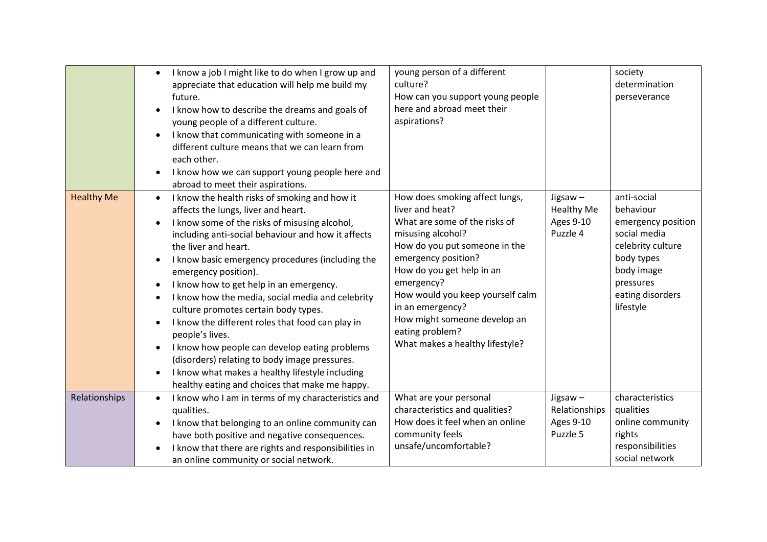|  |  |  |  |  |
|---|---|---|---|---|
|  | • I know a job I might like to do when I grow up and appreciate that education will help me build my future.<br>• I know how to describe the dreams and goals of young people of a different culture.<br>• I know that communicating with someone in a different culture means that we can learn from each other.<br>• I know how we can support young people here and abroad to meet their aspirations. | young person of a different culture?<br>How can you support young people here and abroad meet their aspirations? |  | society<br>determination<br>perseverance |
| Healthy Me | • I know the health risks of smoking and how it affects the lungs, liver and heart.<br>• I know some of the risks of misusing alcohol, including anti-social behaviour and how it affects the liver and heart.<br>• I know basic emergency procedures (including the emergency position).<br>• I know how to get help in an emergency.<br>• I know how the media, social media and celebrity culture promotes certain body types.<br>• I know the different roles that food can play in people's lives.<br>• I know how people can develop eating problems (disorders) relating to body image pressures.<br>• I know what makes a healthy lifestyle including healthy eating and choices that make me happy. | How does smoking affect lungs, liver and heat?<br>What are some of the risks of misusing alcohol?<br>How do you put someone in the emergency position?<br>How do you get help in an emergency?<br>How would you keep yourself calm in an emergency?<br>How might someone develop an eating problem?<br>What makes a healthy lifestyle? | Jigsaw – Healthy Me Ages 9-10 Puzzle 4 | anti-social behaviour<br>emergency position<br>social media<br>celebrity culture<br>body types<br>body image<br>pressures<br>eating disorders<br>lifestyle |
| Relationships | • I know who I am in terms of my characteristics and qualities.<br>• I know that belonging to an online community can have both positive and negative consequences.<br>• I know that there are rights and responsibilities in an online community or social network. | What are your personal characteristics and qualities?<br>How does it feel when an online community feels unsafe/uncomfortable? | Jigsaw – Relationships Ages 9-10 Puzzle 5 | characteristics<br>qualities<br>online community<br>rights<br>responsibilities<br>social network |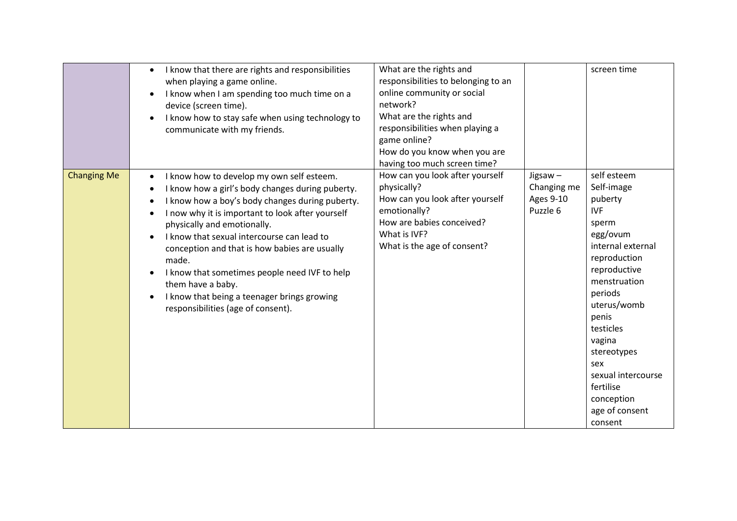| | | | | |
|---|---|---|---|---|
| | • I know that there are rights and responsibilities when playing a game online.<br>• I know when I am spending too much time on a device (screen time).<br>• I know how to stay safe when using technology to communicate with my friends. | What are the rights and responsibilities to belonging to an online community or social network?<br>What are the rights and responsibilities when playing a game online?<br>How do you know when you are having too much screen time? | | screen time |
| Changing Me | • I know how to develop my own self esteem.<br>• I know how a girl's body changes during puberty.<br>• I know how a boy's body changes during puberty.<br>• I now why it is important to look after yourself physically and emotionally.<br>• I know that sexual intercourse can lead to conception and that is how babies are usually made.<br>• I know that sometimes people need IVF to help them have a baby.<br>• I know that being a teenager brings growing responsibilities (age of consent). | How can you look after yourself physically?<br>How can you look after yourself emotionally?<br>How are babies conceived?<br>What is IVF?<br>What is the age of consent? | Jigsaw – Changing me Ages 9-10 Puzzle 6 | self esteem<br>Self-image<br>puberty<br>IVF<br>sperm<br>egg/ovum<br>internal external<br>reproduction<br>reproductive<br>menstruation<br>periods<br>uterus/womb<br>penis<br>testicles<br>vagina<br>stereotypes<br>sex<br>sexual intercourse<br>fertilise<br>conception<br>age of consent<br>consent |